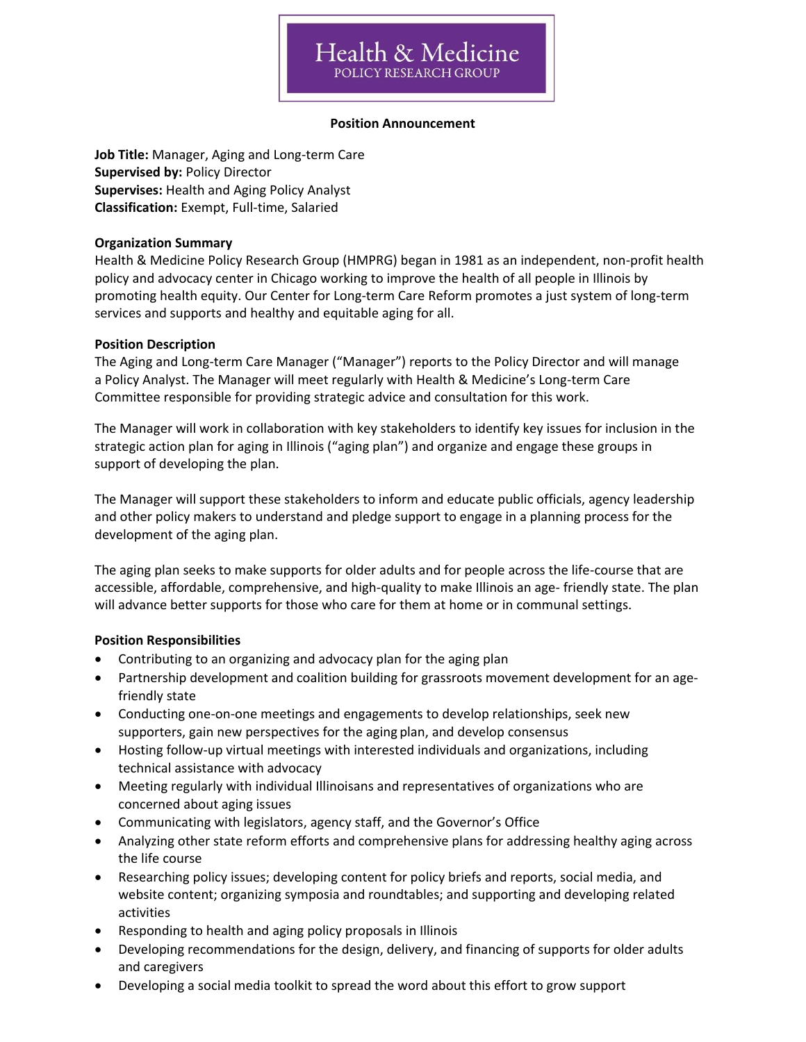Health & Medicine
POLICY RESEARCH GROUP

**Position Announcement**

**Job Title:** Manager, Aging and Long-term Care
**Supervised by:** Policy Director
**Supervises:** Health and Aging Policy Analyst
**Classification:** Exempt, Full-time, Salaried

**Organization Summary**

Health & Medicine Policy Research Group (HMPRG) began in 1981 as an independent, non-profit health policy and advocacy center in Chicago working to improve the health of all people in Illinois by promoting health equity. Our Center for Long-term Care Reform promotes a just system of long-term services and supports and healthy and equitable aging for all.

**Position Description**

The Aging and Long-term Care Manager ("Manager") reports to the Policy Director and will manage a Policy Analyst. The Manager will meet regularly with Health & Medicine's Long-term Care Committee responsible for providing strategic advice and consultation for this work.

The Manager will work in collaboration with key stakeholders to identify key issues for inclusion in the strategic action plan for aging in Illinois ("aging plan") and organize and engage these groups in support of developing the plan.

The Manager will support these stakeholders to inform and educate public officials, agency leadership and other policy makers to understand and pledge support to engage in a planning process for the development of the aging plan.

The aging plan seeks to make supports for older adults and for people across the life-course that are accessible, affordable, comprehensive, and high-quality to make Illinois an age- friendly state. The plan will advance better supports for those who care for them at home or in communal settings.

**Position Responsibilities**

- Contributing to an organizing and advocacy plan for the aging plan
- Partnership development and coalition building for grassroots movement development for an age-friendly state
- Conducting one-on-one meetings and engagements to develop relationships, seek new supporters, gain new perspectives for the aging plan, and develop consensus
- Hosting follow-up virtual meetings with interested individuals and organizations, including technical assistance with advocacy
- Meeting regularly with individual Illinoisans and representatives of organizations who are concerned about aging issues
- Communicating with legislators, agency staff, and the Governor's Office
- Analyzing other state reform efforts and comprehensive plans for addressing healthy aging across the life course
- Researching policy issues; developing content for policy briefs and reports, social media, and website content; organizing symposia and roundtables; and supporting and developing related activities
- Responding to health and aging policy proposals in Illinois
- Developing recommendations for the design, delivery, and financing of supports for older adults and caregivers
- Developing a social media toolkit to spread the word about this effort to grow support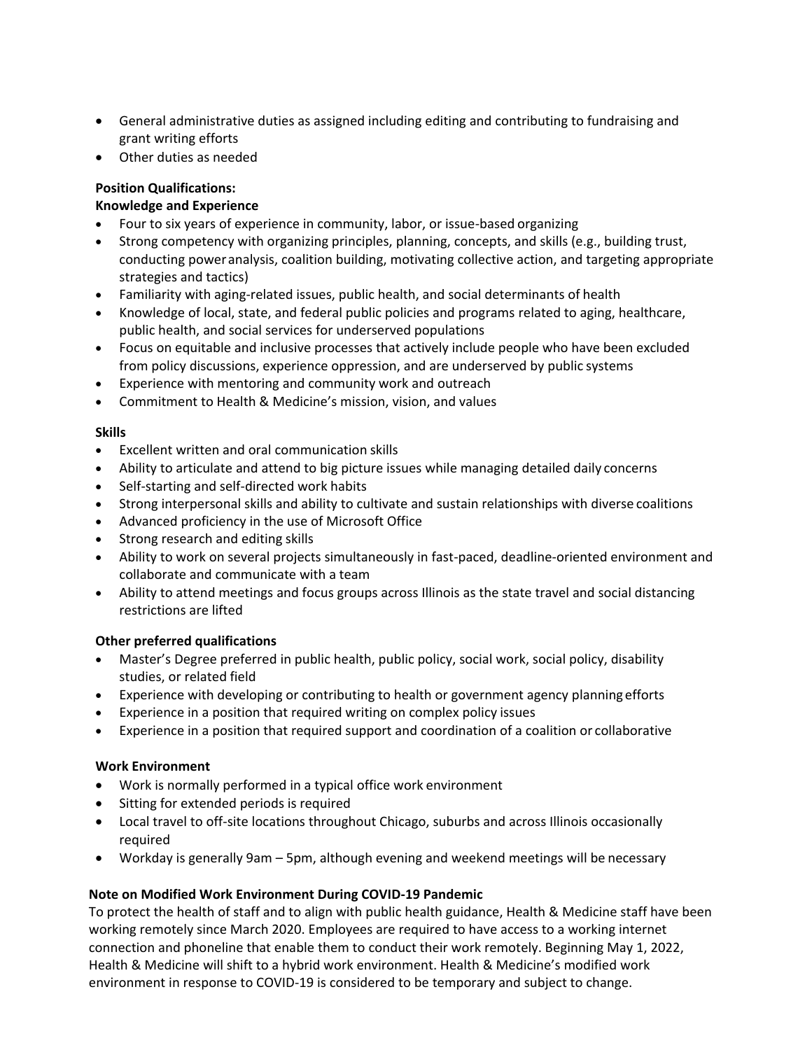- General administrative duties as assigned including editing and contributing to fundraising and grant writing efforts
- Other duties as needed

**Position Qualifications:**

**Knowledge and Experience**

- Four to six years of experience in community, labor, or issue-based organizing
- Strong competency with organizing principles, planning, concepts, and skills (e.g., building trust, conducting power analysis, coalition building, motivating collective action, and targeting appropriate strategies and tactics)
- Familiarity with aging-related issues, public health, and social determinants of health
- Knowledge of local, state, and federal public policies and programs related to aging, healthcare, public health, and social services for underserved populations
- Focus on equitable and inclusive processes that actively include people who have been excluded from policy discussions, experience oppression, and are underserved by public systems
- Experience with mentoring and community work and outreach
- Commitment to Health & Medicine's mission, vision, and values

**Skills**

- Excellent written and oral communication skills
- Ability to articulate and attend to big picture issues while managing detailed daily concerns
- Self-starting and self-directed work habits
- Strong interpersonal skills and ability to cultivate and sustain relationships with diverse coalitions
- Advanced proficiency in the use of Microsoft Office
- Strong research and editing skills
- Ability to work on several projects simultaneously in fast-paced, deadline-oriented environment and collaborate and communicate with a team
- Ability to attend meetings and focus groups across Illinois as the state travel and social distancing restrictions are lifted

**Other preferred qualifications**

- Master's Degree preferred in public health, public policy, social work, social policy, disability studies, or related field
- Experience with developing or contributing to health or government agency planning efforts
- Experience in a position that required writing on complex policy issues
- Experience in a position that required support and coordination of a coalition or collaborative

**Work Environment**

- Work is normally performed in a typical office work environment
- Sitting for extended periods is required
- Local travel to off-site locations throughout Chicago, suburbs and across Illinois occasionally required
- Workday is generally 9am – 5pm, although evening and weekend meetings will be necessary

**Note on Modified Work Environment During COVID-19 Pandemic**

To protect the health of staff and to align with public health guidance, Health & Medicine staff have been working remotely since March 2020. Employees are required to have access to a working internet connection and phoneline that enable them to conduct their work remotely. Beginning May 1, 2022, Health & Medicine will shift to a hybrid work environment. Health & Medicine's modified work environment in response to COVID-19 is considered to be temporary and subject to change.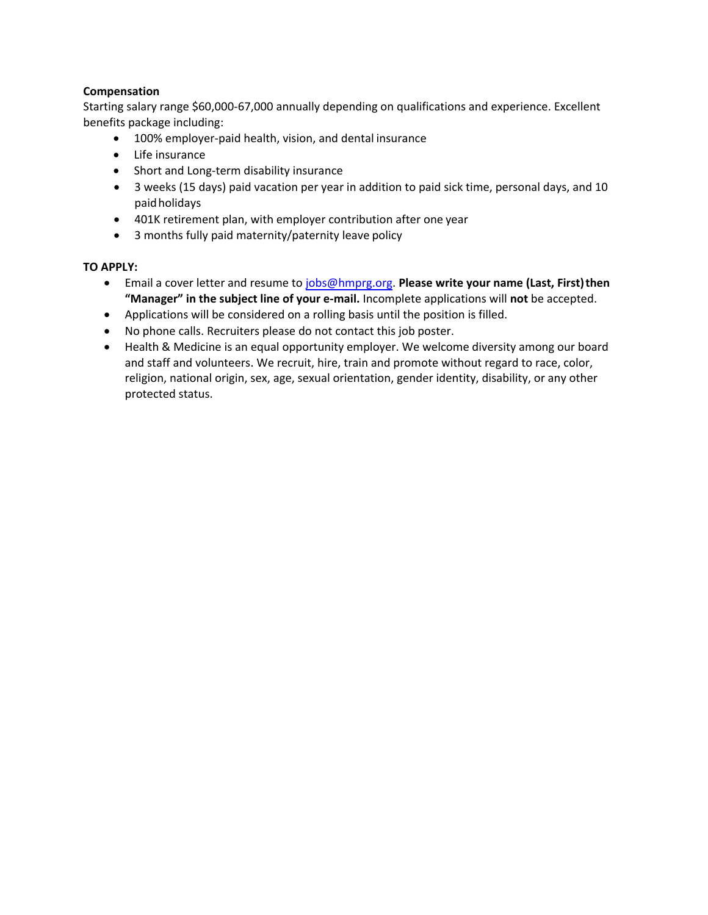**Compensation**

Starting salary range $60,000-67,000 annually depending on qualifications and experience. Excellent benefits package including:

- 100% employer-paid health, vision, and dental insurance
- Life insurance
- Short and Long-term disability insurance
- 3 weeks (15 days) paid vacation per year in addition to paid sick time, personal days, and 10 paid holidays
- 401K retirement plan, with employer contribution after one year
- 3 months fully paid maternity/paternity leave policy

**TO APPLY:**

- Email a cover letter and resume to jobs@hmprg.org. **Please write your name (Last, First) then "Manager" in the subject line of your e-mail.** Incomplete applications will **not** be accepted.
- Applications will be considered on a rolling basis until the position is filled.
- No phone calls. Recruiters please do not contact this job poster.
- Health & Medicine is an equal opportunity employer. We welcome diversity among our board and staff and volunteers. We recruit, hire, train and promote without regard to race, color, religion, national origin, sex, age, sexual orientation, gender identity, disability, or any other protected status.